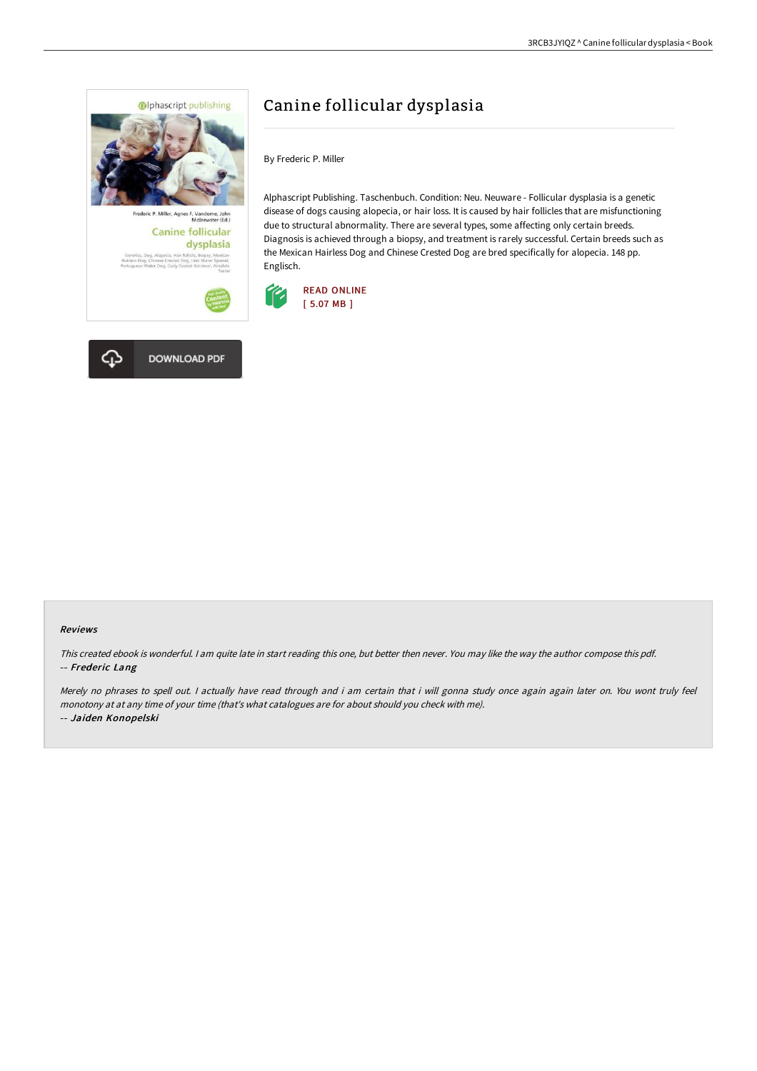# Canine follicular dysplasia

By Frederic P. Miller

Alphascript Publishing. Taschenbuch. Condition: Neu. Neuware - Follicular dysplasia is a genetic disease of dogs causing alopecia, or hair loss. It is caused by hair follicles that are misfunctioning due to structural abnormality. There are several types, some affecting only certain breeds. Diagnosis is achieved through a biopsy, and treatment is rarely successful. Certain breeds such as the Mexican Hairless Dog and Chinese Crested Dog are bred specifically for alopecia. 148 pp. Englisch.

READ ONLINE
[ 5.07 MB ]

DOWNLOAD PDF

### Reviews

*This created ebook is wonderful. I am quite late in start reading this one, but better then never. You may like the way the author compose this pdf.*
*-- **Frederic Lang***

*Merely no phrases to spell out. I actually have read through and i am certain that i will gonna study once again again later on. You wont truly feel monotony at at any time of your time (that's what catalogues are for about should you check with me).*
*-- **Jaiden Konopelski***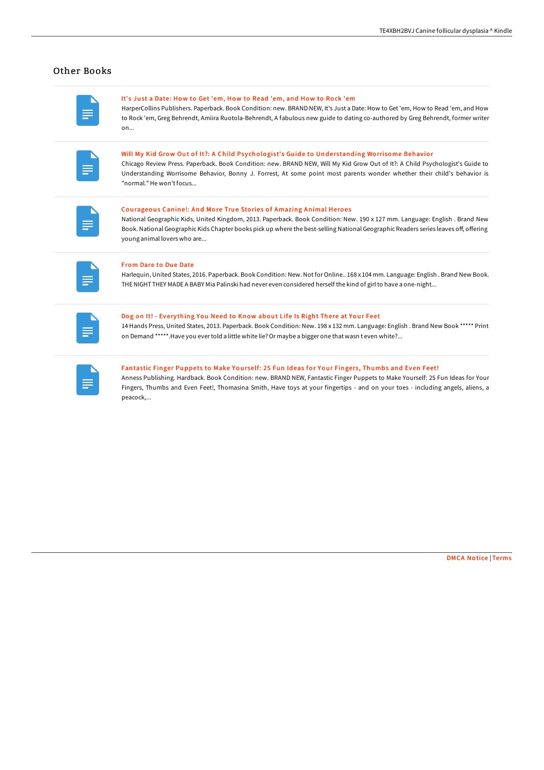## Other Books

### It's Just a Date: How to Get 'em, How to Read 'em, and How to Rock 'em

HarperCollins Publishers. Paperback. Book Condition: new. BRAND NEW, It's Just a Date: How to Get 'em, How to Read 'em, and How to Rock 'em, Greg Behrendt, Amiira Ruotola-Behrendt, A fabulous new guide to dating co-authored by Greg Behrendt, former writer on...

### Will My Kid Grow Out of It?: A Child Psychologist's Guide to Understanding Worrisome Behavior

Chicago Review Press. Paperback. Book Condition: new. BRAND NEW, Will My Kid Grow Out of It?: A Child Psychologist's Guide to Understanding Worrisome Behavior, Bonny J. Forrest, At some point most parents wonder whether their child's behavior is "normal." He won't focus...

### Courageous Canine!: And More True Stories of Amazing Animal Heroes

National Geographic Kids, United Kingdom, 2013. Paperback. Book Condition: New. 190 x 127 mm. Language: English . Brand New Book. National Geographic Kids Chapter books pick up where the best-selling National Geographic Readers series leaves off, offering young animal lovers who are...

### From Dare to Due Date

Harlequin, United States, 2016. Paperback. Book Condition: New. Not for Online.. 168 x 104 mm. Language: English . Brand New Book. THE NIGHT THEY MADE A BABY Mia Palinski had never even considered herself the kind of girl to have a one-night...

### Dog on It! - Everything You Need to Know about Life Is Right There at Your Feet

14 Hands Press, United States, 2013. Paperback. Book Condition: New. 198 x 132 mm. Language: English . Brand New Book ***** Print on Demand *****.Have you ever told a little white lie? Or maybe a bigger one that wasn t even white?...

### Fantastic Finger Puppets to Make Yourself: 25 Fun Ideas for Your Fingers, Thumbs and Even Feet!

Anness Publishing. Hardback. Book Condition: new. BRAND NEW, Fantastic Finger Puppets to Make Yourself: 25 Fun Ideas for Your Fingers, Thumbs and Even Feet!, Thomasina Smith, Have toys at your fingertips - and on your toes - including angels, aliens, a peacock,...